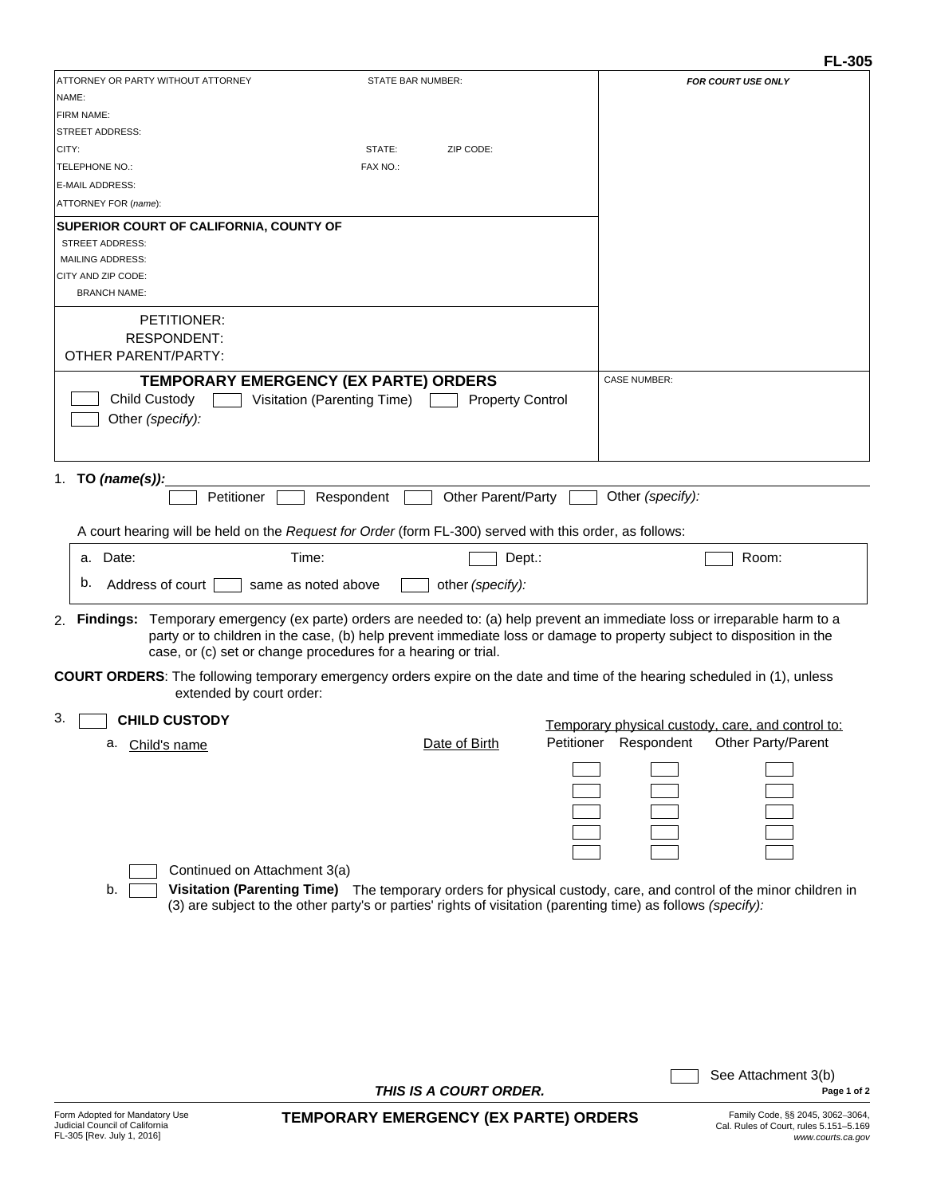FL-305

| ATTORNEY OR PARTY WITHOUT ATTORNEY | STATE BAR NUMBER: | FOR COURT USE ONLY |
|---|---|---|
| NAME: | | |
| FIRM NAME: | | |
| STREET ADDRESS: | | |
| CITY: | STATE: ZIP CODE: | |
| TELEPHONE NO.: | FAX NO.: | |
| E-MAIL ADDRESS: | | |
| ATTORNEY FOR (*name*): | | |

**SUPERIOR COURT OF CALIFORNIA, COUNTY OF**
STREET ADDRESS:
MAILING ADDRESS:
CITY AND ZIP CODE:
BRANCH NAME:

PETITIONER:
RESPONDENT:
OTHER PARENT/PARTY:

## TEMPORARY EMERGENCY (EX PARTE) ORDERS

☐ Child Custody ☐ Visitation (Parenting Time) ☐ Property Control
☐ Other *(specify)*:

CASE NUMBER:

1. **TO *(name(s))*:**
☐ Petitioner ☐ Respondent ☐ Other Parent/Party ☐ Other *(specify)*:

A court hearing will be held on the *Request for Order* (form FL-300) served with this order, as follows:

a. Date: Time: ☐ Dept.: ☐ Room:
b. Address of court ☐ same as noted above ☐ other *(specify)*:

2. **Findings:** Temporary emergency (ex parte) orders are needed to: (a) help prevent an immediate loss or irreparable harm to a party or to children in the case, (b) help prevent immediate loss or damage to property subject to disposition in the case, or (c) set or change procedures for a hearing or trial.

**COURT ORDERS**: The following temporary emergency orders expire on the date and time of the hearing scheduled in (1), unless extended by court order:

3. ☐ **CHILD CUSTODY**

a.

| Child's name | Date of Birth | Temporary physical custody, care, and control to: Petitioner | Respondent | Other Party/Parent |
|---|---|---|---|---|
| | | ☐ | ☐ | ☐ |
| | | ☐ | ☐ | ☐ |
| | | ☐ | ☐ | ☐ |
| | | ☐ | ☐ | ☐ |
| | | ☐ | ☐ | ☐ |

☐ Continued on Attachment 3(a)

b. ☐ **Visitation (Parenting Time)** The temporary orders for physical custody, care, and control of the minor children in (3) are subject to the other party's or parties' rights of visitation (parenting time) as follows *(specify)*:

☐ See Attachment 3(b)

***THIS IS A COURT ORDER.***

Form Adopted for Mandatory Use
Judicial Council of California
FL-305 [Rev. July 1, 2016]

**TEMPORARY EMERGENCY (EX PARTE) ORDERS**

Family Code, §§ 2045, 3062–3064,
Cal. Rules of Court, rules 5.151–5.169
*www.courts.ca.gov*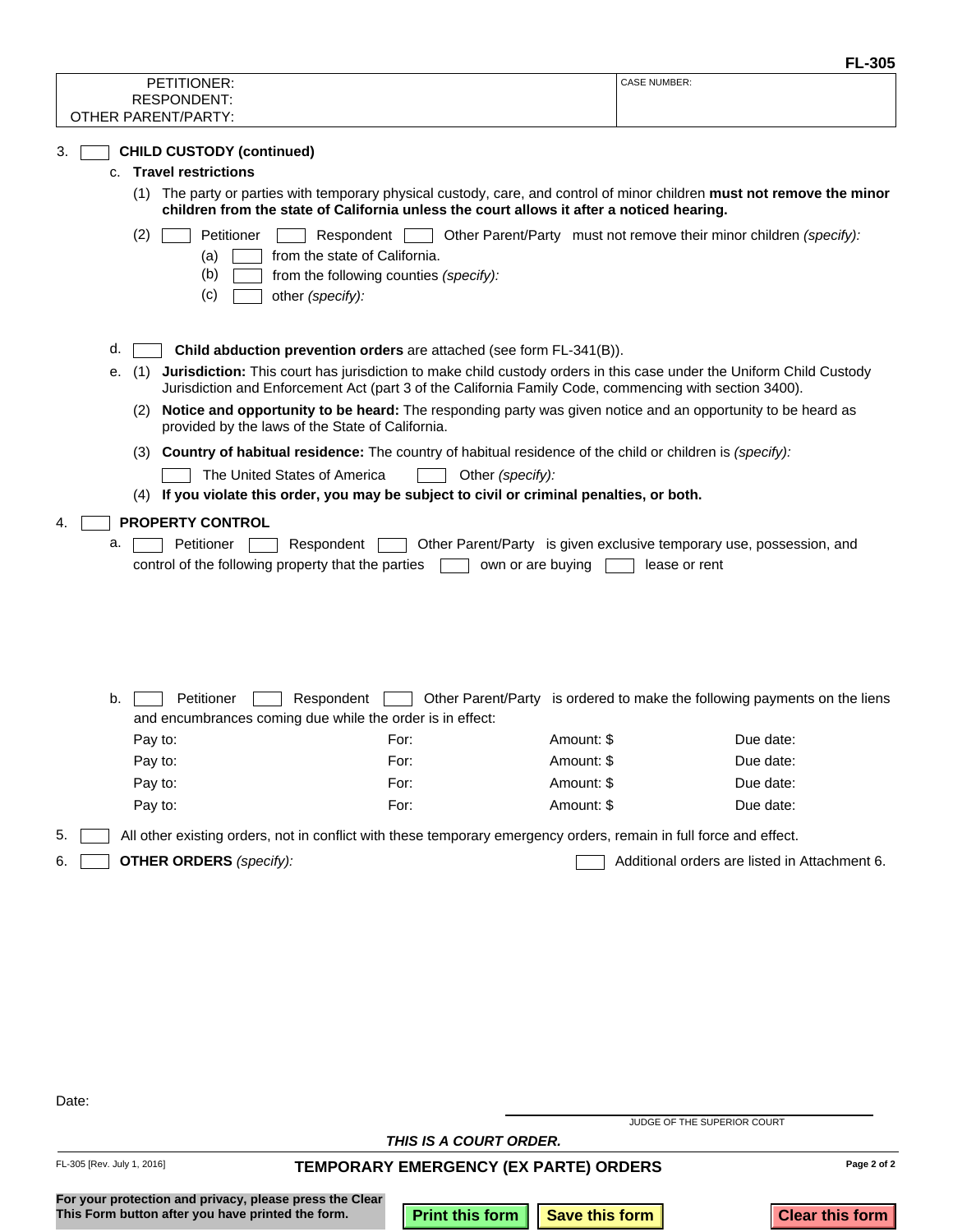FL-305

| PETITIONER:<br>RESPONDENT:<br>OTHER PARENT/PARTY: | CASE NUMBER: |
|---|---|

3. ☐ **CHILD CUSTODY (continued)**

   c. **Travel restrictions**

      (1) The party or parties with temporary physical custody, care, and control of minor children **must not remove the minor children from the state of California unless the court allows it after a noticed hearing.**

      (2) ☐ Petitioner ☐ Respondent ☐ Other Parent/Party must not remove their minor children *(specify):*

         (a) ☐ from the state of California.

         (b) ☐ from the following counties *(specify):*

         (c) ☐ other *(specify):*

   d. ☐ **Child abduction prevention orders** are attached (see form FL-341(B)).

   e. (1) **Jurisdiction:** This court has jurisdiction to make child custody orders in this case under the Uniform Child Custody Jurisdiction and Enforcement Act (part 3 of the California Family Code, commencing with section 3400).

      (2) **Notice and opportunity to be heard:** The responding party was given notice and an opportunity to be heard as provided by the laws of the State of California.

      (3) **Country of habitual residence:** The country of habitual residence of the child or children is *(specify):*

      ☐ The United States of America ☐ Other *(specify):*

      (4) **If you violate this order, you may be subject to civil or criminal penalties, or both.**

4. ☐ **PROPERTY CONTROL**

   a. ☐ Petitioner ☐ Respondent ☐ Other Parent/Party is given exclusive temporary use, possession, and control of the following property that the parties ☐ own or are buying ☐ lease or rent

   b. ☐ Petitioner ☐ Respondent ☐ Other Parent/Party is ordered to make the following payments on the liens and encumbrances coming due while the order is in effect:

| | | | |
|---|---|---|---|
| Pay to: | For: | Amount: $ | Due date: |
| Pay to: | For: | Amount: $ | Due date: |
| Pay to: | For: | Amount: $ | Due date: |
| Pay to: | For: | Amount: $ | Due date: |

5. ☐ All other existing orders, not in conflict with these temporary emergency orders, remain in full force and effect.

6. ☐ **OTHER ORDERS** *(specify):* ☐ Additional orders are listed in Attachment 6.

Date:

JUDGE OF THE SUPERIOR COURT

***THIS IS A COURT ORDER.***

FL-305 [Rev. July 1, 2016]

**TEMPORARY EMERGENCY (EX PARTE) ORDERS**

**For your protection and privacy, please press the Clear This Form button after you have printed the form.**

Print this form | Save this form | Clear this form